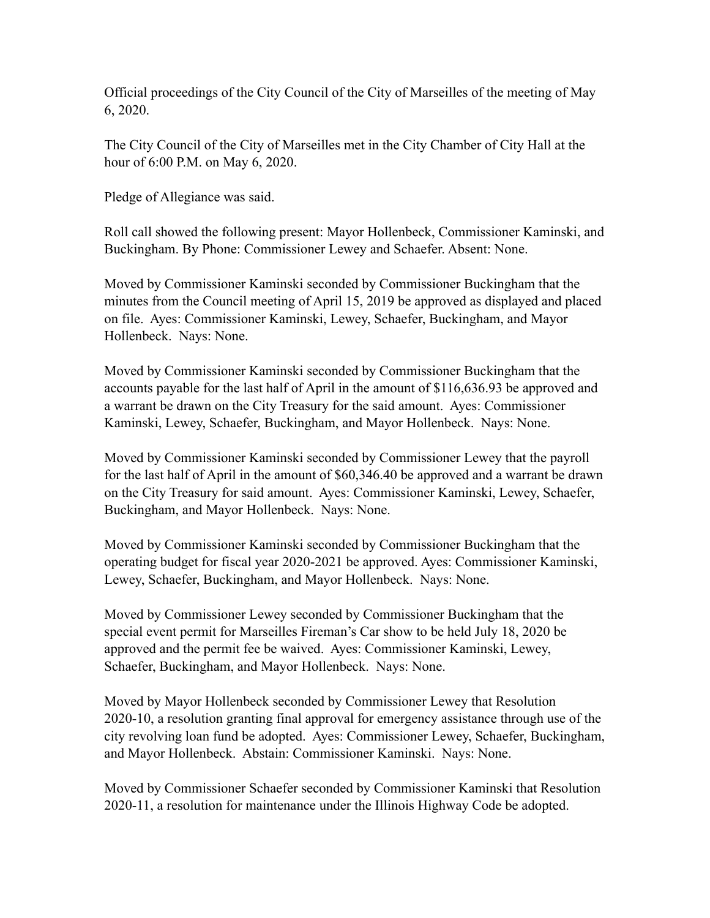Official proceedings of the City Council of the City of Marseilles of the meeting of May 6, 2020.

The City Council of the City of Marseilles met in the City Chamber of City Hall at the hour of 6:00 P.M. on May 6, 2020.

Pledge of Allegiance was said.

Roll call showed the following present: Mayor Hollenbeck, Commissioner Kaminski, and Buckingham. By Phone: Commissioner Lewey and Schaefer. Absent: None.

Moved by Commissioner Kaminski seconded by Commissioner Buckingham that the minutes from the Council meeting of April 15, 2019 be approved as displayed and placed on file. Ayes: Commissioner Kaminski, Lewey, Schaefer, Buckingham, and Mayor Hollenbeck. Nays: None.

Moved by Commissioner Kaminski seconded by Commissioner Buckingham that the accounts payable for the last half of April in the amount of $116,636.93 be approved and a warrant be drawn on the City Treasury for the said amount. Ayes: Commissioner Kaminski, Lewey, Schaefer, Buckingham, and Mayor Hollenbeck. Nays: None.

Moved by Commissioner Kaminski seconded by Commissioner Lewey that the payroll for the last half of April in the amount of $60,346.40 be approved and a warrant be drawn on the City Treasury for said amount. Ayes: Commissioner Kaminski, Lewey, Schaefer, Buckingham, and Mayor Hollenbeck. Nays: None.

Moved by Commissioner Kaminski seconded by Commissioner Buckingham that the operating budget for fiscal year 2020-2021 be approved. Ayes: Commissioner Kaminski, Lewey, Schaefer, Buckingham, and Mayor Hollenbeck. Nays: None.

Moved by Commissioner Lewey seconded by Commissioner Buckingham that the special event permit for Marseilles Fireman's Car show to be held July 18, 2020 be approved and the permit fee be waived. Ayes: Commissioner Kaminski, Lewey, Schaefer, Buckingham, and Mayor Hollenbeck. Nays: None.

Moved by Mayor Hollenbeck seconded by Commissioner Lewey that Resolution 2020-10, a resolution granting final approval for emergency assistance through use of the city revolving loan fund be adopted. Ayes: Commissioner Lewey, Schaefer, Buckingham, and Mayor Hollenbeck. Abstain: Commissioner Kaminski. Nays: None.

Moved by Commissioner Schaefer seconded by Commissioner Kaminski that Resolution 2020-11, a resolution for maintenance under the Illinois Highway Code be adopted.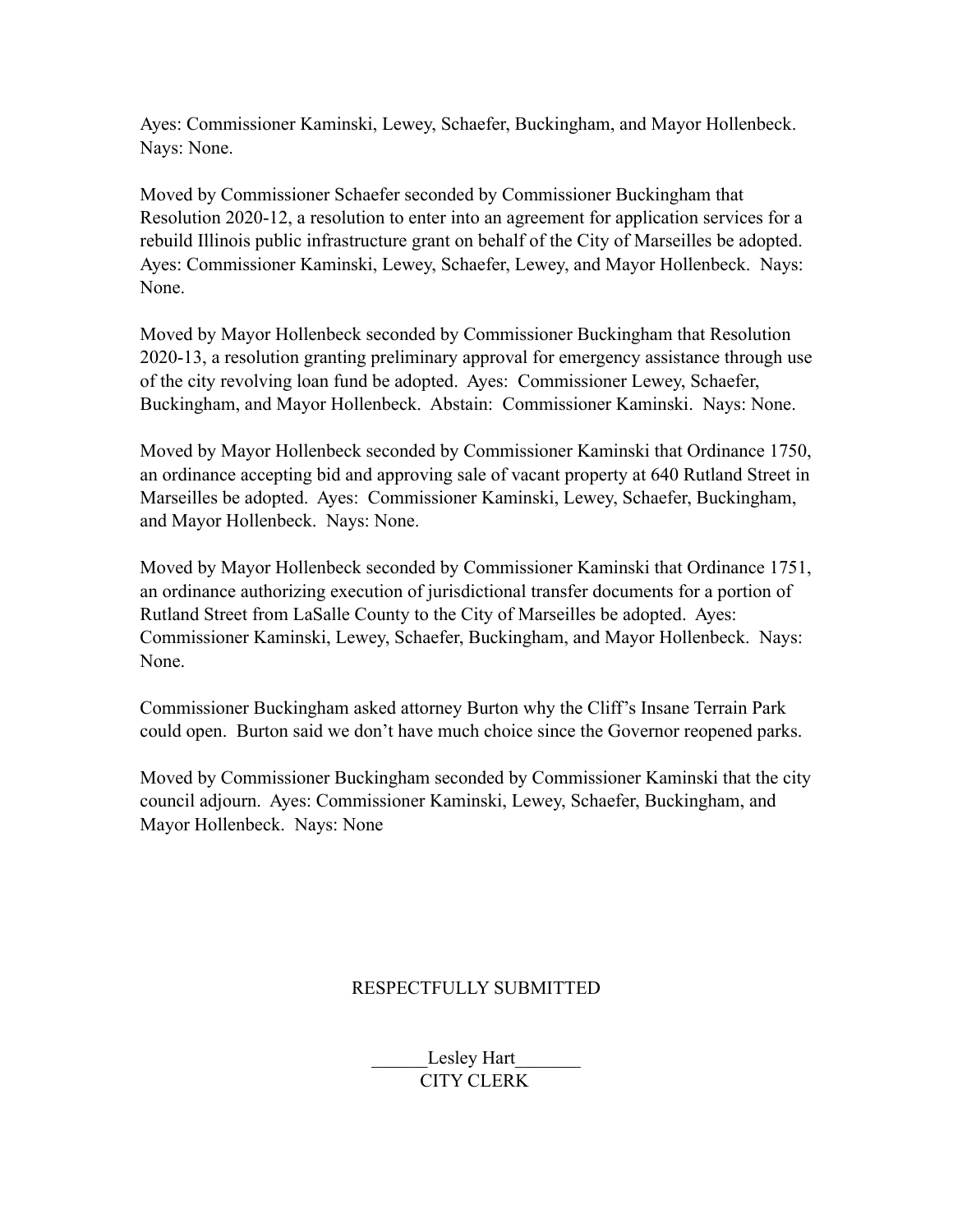Ayes: Commissioner Kaminski, Lewey, Schaefer, Buckingham, and Mayor Hollenbeck. Nays: None.

Moved by Commissioner Schaefer seconded by Commissioner Buckingham that Resolution 2020-12, a resolution to enter into an agreement for application services for a rebuild Illinois public infrastructure grant on behalf of the City of Marseilles be adopted. Ayes: Commissioner Kaminski, Lewey, Schaefer, Lewey, and Mayor Hollenbeck. Nays: None.

Moved by Mayor Hollenbeck seconded by Commissioner Buckingham that Resolution 2020-13, a resolution granting preliminary approval for emergency assistance through use of the city revolving loan fund be adopted. Ayes: Commissioner Lewey, Schaefer, Buckingham, and Mayor Hollenbeck. Abstain: Commissioner Kaminski. Nays: None.

Moved by Mayor Hollenbeck seconded by Commissioner Kaminski that Ordinance 1750, an ordinance accepting bid and approving sale of vacant property at 640 Rutland Street in Marseilles be adopted. Ayes: Commissioner Kaminski, Lewey, Schaefer, Buckingham, and Mayor Hollenbeck. Nays: None.

Moved by Mayor Hollenbeck seconded by Commissioner Kaminski that Ordinance 1751, an ordinance authorizing execution of jurisdictional transfer documents for a portion of Rutland Street from LaSalle County to the City of Marseilles be adopted. Ayes: Commissioner Kaminski, Lewey, Schaefer, Buckingham, and Mayor Hollenbeck. Nays: None.

Commissioner Buckingham asked attorney Burton why the Cliff's Insane Terrain Park could open. Burton said we don't have much choice since the Governor reopened parks.

Moved by Commissioner Buckingham seconded by Commissioner Kaminski that the city council adjourn. Ayes: Commissioner Kaminski, Lewey, Schaefer, Buckingham, and Mayor Hollenbeck. Nays: None

RESPECTFULLY SUBMITTED

______Lesley Hart_______
CITY CLERK